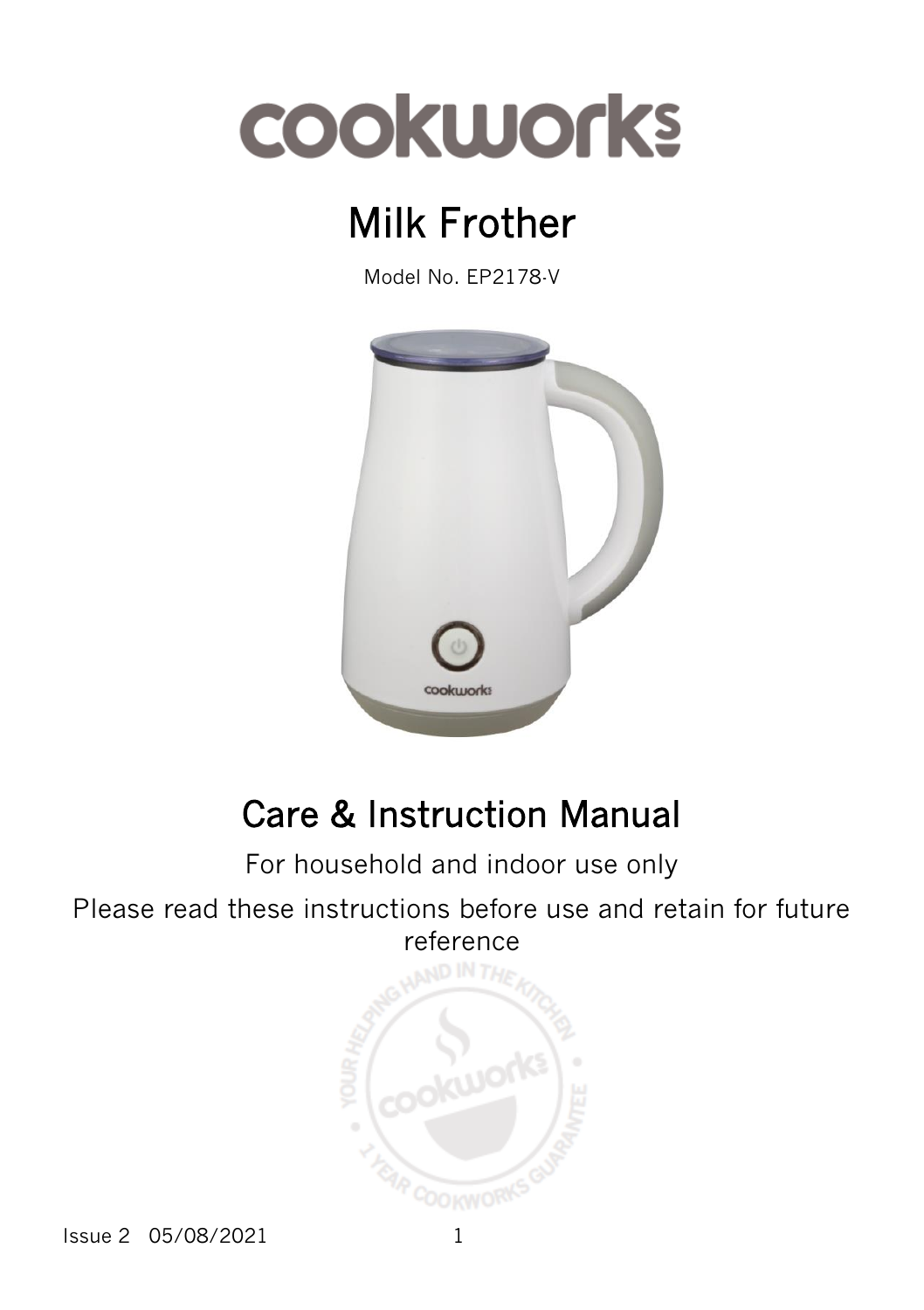# cookworks

# Milk Frother

Model No. EP2178-V

## Care & Instruction Manual

For household and indoor use only

Please read these instructions before use and retain for future reference

Issue 2 05/08/2021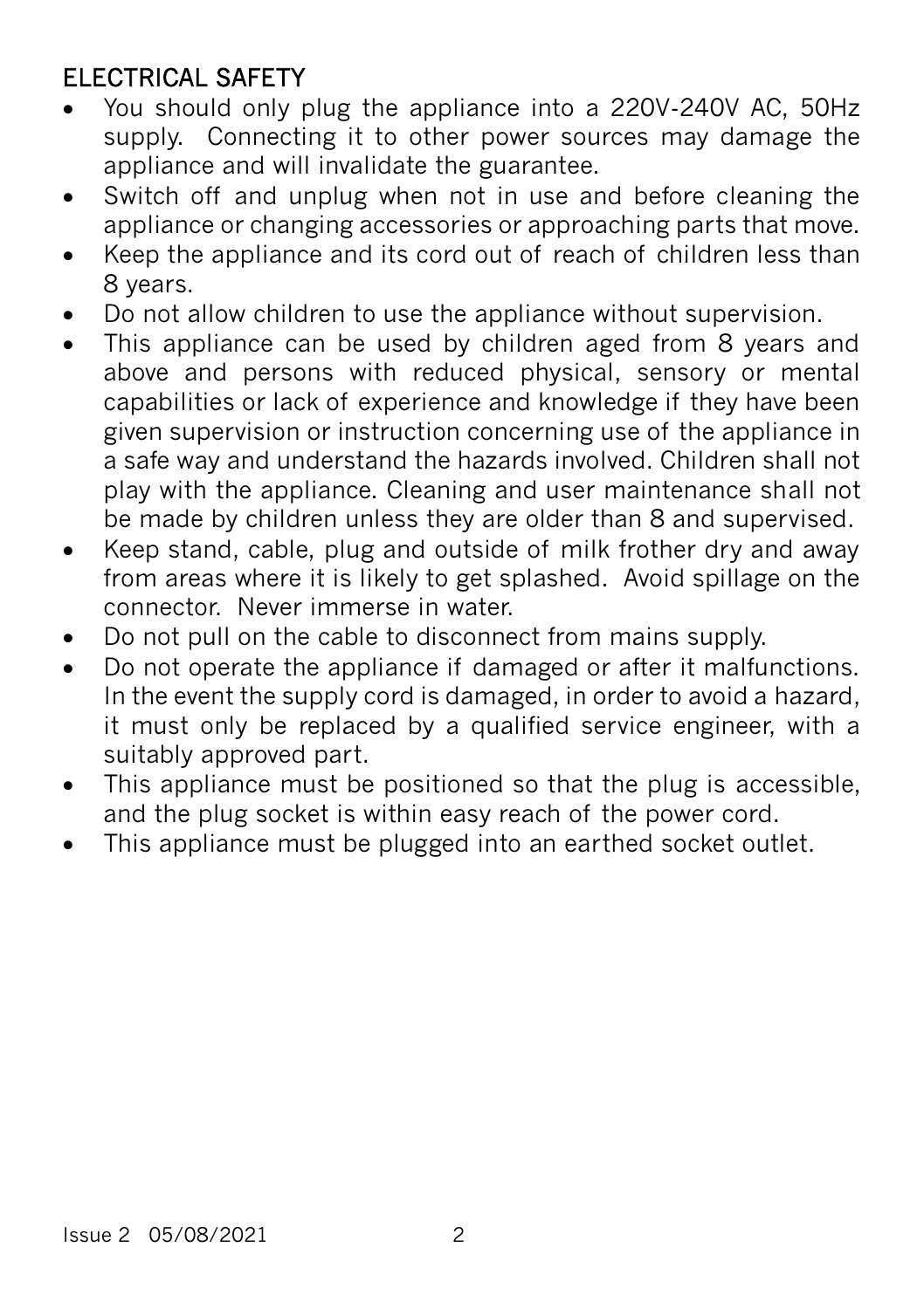## ELECTRICAL SAFETY

- You should only plug the appliance into a 220V-240V AC, 50Hz supply. Connecting it to other power sources may damage the appliance and will invalidate the guarantee.
- Switch off and unplug when not in use and before cleaning the appliance or changing accessories or approaching parts that move.
- Keep the appliance and its cord out of reach of children less than 8 years.
- Do not allow children to use the appliance without supervision.
- This appliance can be used by children aged from 8 years and above and persons with reduced physical, sensory or mental capabilities or lack of experience and knowledge if they have been given supervision or instruction concerning use of the appliance in a safe way and understand the hazards involved. Children shall not play with the appliance. Cleaning and user maintenance shall not be made by children unless they are older than 8 and supervised.
- Keep stand, cable, plug and outside of milk frother dry and away from areas where it is likely to get splashed. Avoid spillage on the connector. Never immerse in water.
- Do not pull on the cable to disconnect from mains supply.
- Do not operate the appliance if damaged or after it malfunctions. In the event the supply cord is damaged, in order to avoid a hazard, it must only be replaced by a qualified service engineer, with a suitably approved part.
- This appliance must be positioned so that the plug is accessible, and the plug socket is within easy reach of the power cord.
- This appliance must be plugged into an earthed socket outlet.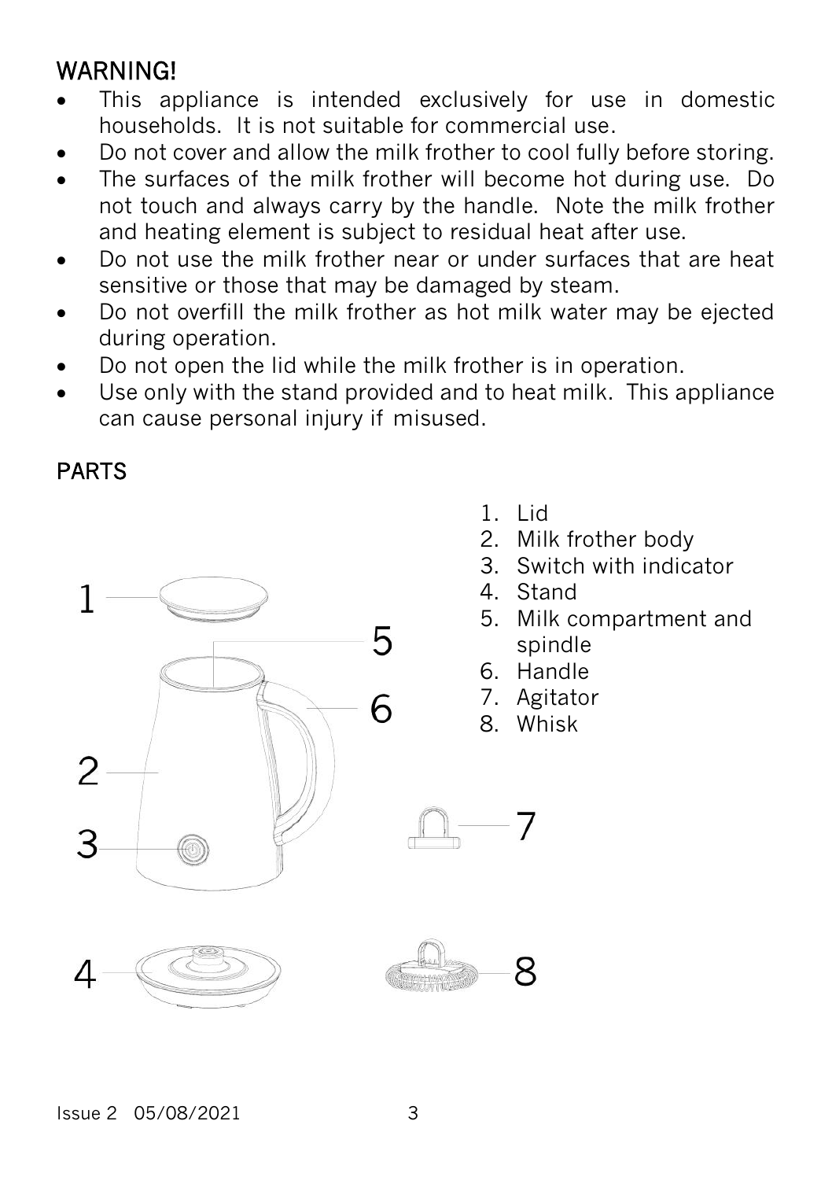## WARNING!

- This appliance is intended exclusively for use in domestic households. It is not suitable for commercial use.
- Do not cover and allow the milk frother to cool fully before storing.
- The surfaces of the milk frother will become hot during use. Do not touch and always carry by the handle. Note the milk frother and heating element is subject to residual heat after use.
- Do not use the milk frother near or under surfaces that are heat sensitive or those that may be damaged by steam.
- Do not overfill the milk frother as hot milk water may be ejected during operation.
- Do not open the lid while the milk frother is in operation.
- Use only with the stand provided and to heat milk. This appliance can cause personal injury if misused.

## PARTS

1. Lid
2. Milk frother body
3. Switch with indicator
4. Stand
5. Milk compartment and spindle
6. Handle
7. Agitator
8. Whisk

Issue 2 05/08/2021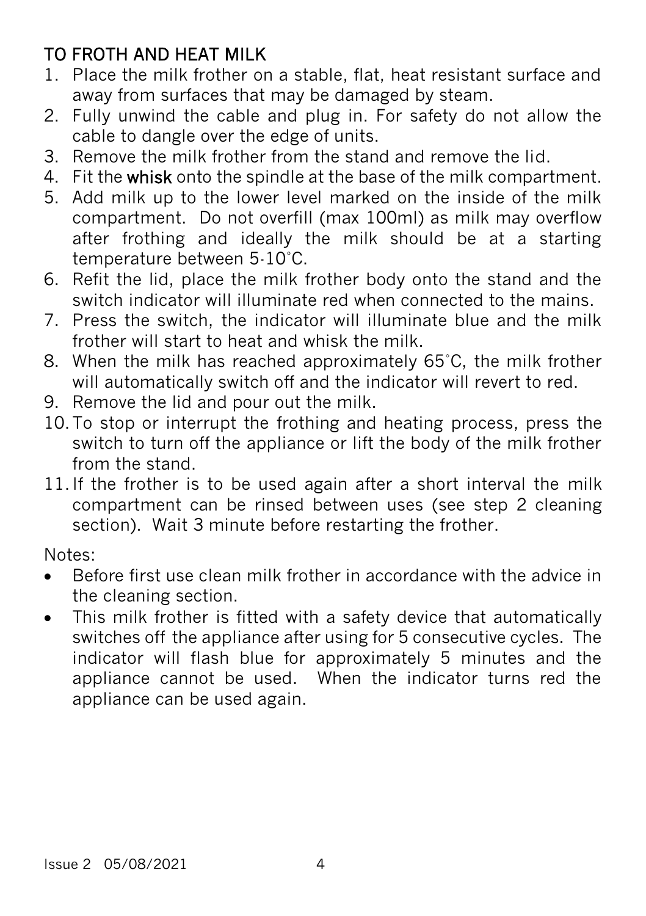## TO FROTH AND HEAT MILK

1. Place the milk frother on a stable, flat, heat resistant surface and away from surfaces that may be damaged by steam.
2. Fully unwind the cable and plug in. For safety do not allow the cable to dangle over the edge of units.
3. Remove the milk frother from the stand and remove the lid.
4. Fit the **whisk** onto the spindle at the base of the milk compartment.
5. Add milk up to the lower level marked on the inside of the milk compartment. Do not overfill (max 100ml) as milk may overflow after frothing and ideally the milk should be at a starting temperature between 5-10˚C.
6. Refit the lid, place the milk frother body onto the stand and the switch indicator will illuminate red when connected to the mains.
7. Press the switch, the indicator will illuminate blue and the milk frother will start to heat and whisk the milk.
8. When the milk has reached approximately 65˚C, the milk frother will automatically switch off and the indicator will revert to red.
9. Remove the lid and pour out the milk.
10. To stop or interrupt the frothing and heating process, press the switch to turn off the appliance or lift the body of the milk frother from the stand.
11. If the frother is to be used again after a short interval the milk compartment can be rinsed between uses (see step 2 cleaning section). Wait 3 minute before restarting the frother.

Notes:

- Before first use clean milk frother in accordance with the advice in the cleaning section.
- This milk frother is fitted with a safety device that automatically switches off the appliance after using for 5 consecutive cycles. The indicator will flash blue for approximately 5 minutes and the appliance cannot be used. When the indicator turns red the appliance can be used again.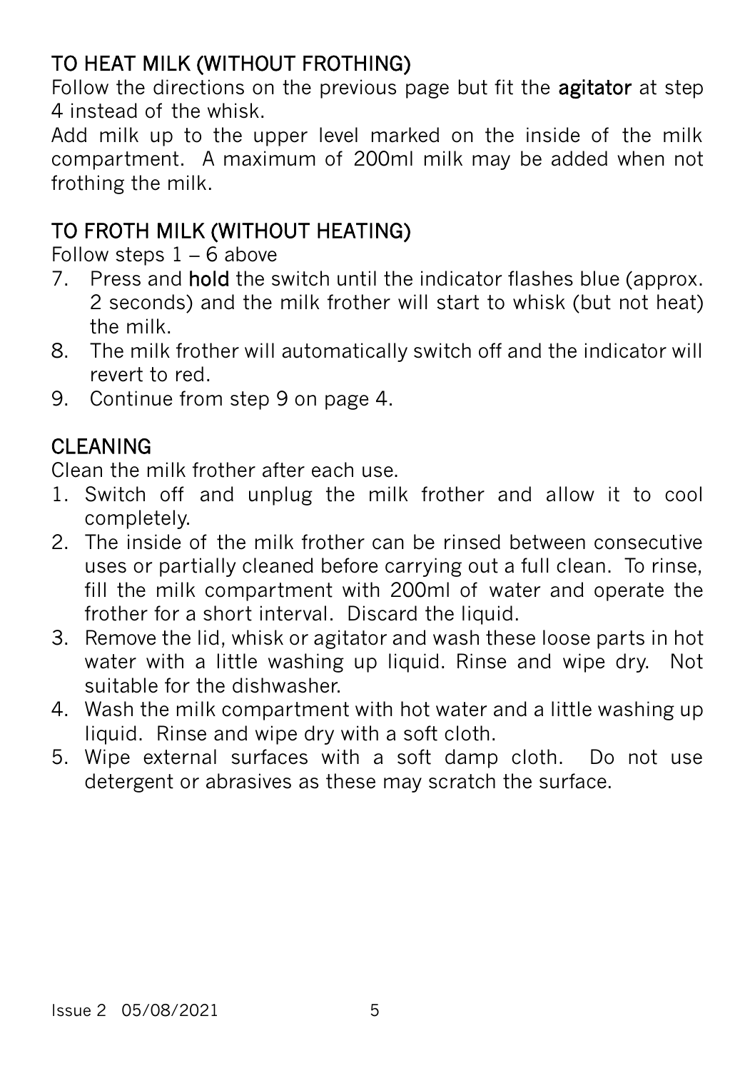## TO HEAT MILK (WITHOUT FROTHING)

Follow the directions on the previous page but fit the **agitator** at step 4 instead of the whisk.

Add milk up to the upper level marked on the inside of the milk compartment. A maximum of 200ml milk may be added when not frothing the milk.

## TO FROTH MILK (WITHOUT HEATING)

Follow steps 1 – 6 above

7. Press and **hold** the switch until the indicator flashes blue (approx. 2 seconds) and the milk frother will start to whisk (but not heat) the milk.
8. The milk frother will automatically switch off and the indicator will revert to red.
9. Continue from step 9 on page 4.

## CLEANING

Clean the milk frother after each use.

1. Switch off and unplug the milk frother and allow it to cool completely.
2. The inside of the milk frother can be rinsed between consecutive uses or partially cleaned before carrying out a full clean. To rinse, fill the milk compartment with 200ml of water and operate the frother for a short interval. Discard the liquid.
3. Remove the lid, whisk or agitator and wash these loose parts in hot water with a little washing up liquid. Rinse and wipe dry. Not suitable for the dishwasher.
4. Wash the milk compartment with hot water and a little washing up liquid. Rinse and wipe dry with a soft cloth.
5. Wipe external surfaces with a soft damp cloth. Do not use detergent or abrasives as these may scratch the surface.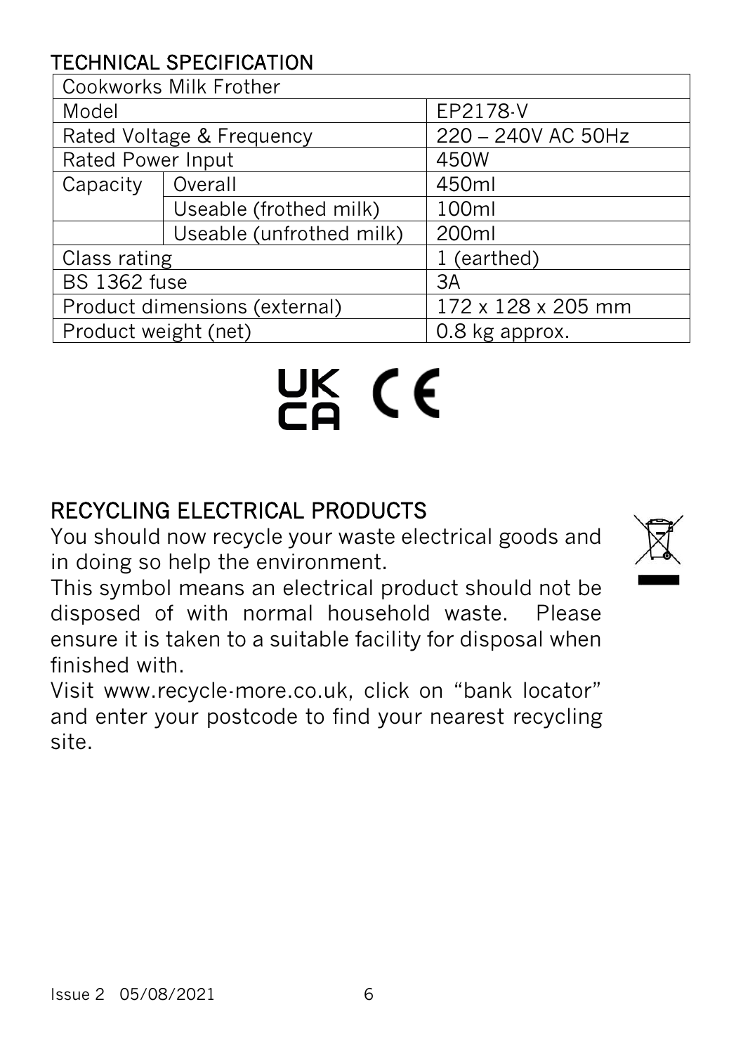## TECHNICAL SPECIFICATION

| Cookworks Milk Frother | | |
|---|---|---|
| Model | | EP2178-V |
| Rated Voltage & Frequency | | 220 – 240V AC 50Hz |
| Rated Power Input | | 450W |
| Capacity | Overall | 450ml |
| | Useable (frothed milk) | 100ml |
| | Useable (unfrothed milk) | 200ml |
| Class rating | | 1 (earthed) |
| BS 1362 fuse | | 3A |
| Product dimensions (external) | | 172 x 128 x 205 mm |
| Product weight (net) | | 0.8 kg approx. |

UK CA CE

## RECYCLING ELECTRICAL PRODUCTS

You should now recycle your waste electrical goods and in doing so help the environment.

This symbol means an electrical product should not be disposed of with normal household waste. Please ensure it is taken to a suitable facility for disposal when finished with.

Visit www.recycle-more.co.uk, click on "bank locator" and enter your postcode to find your nearest recycling site.

Issue 2 05/08/2021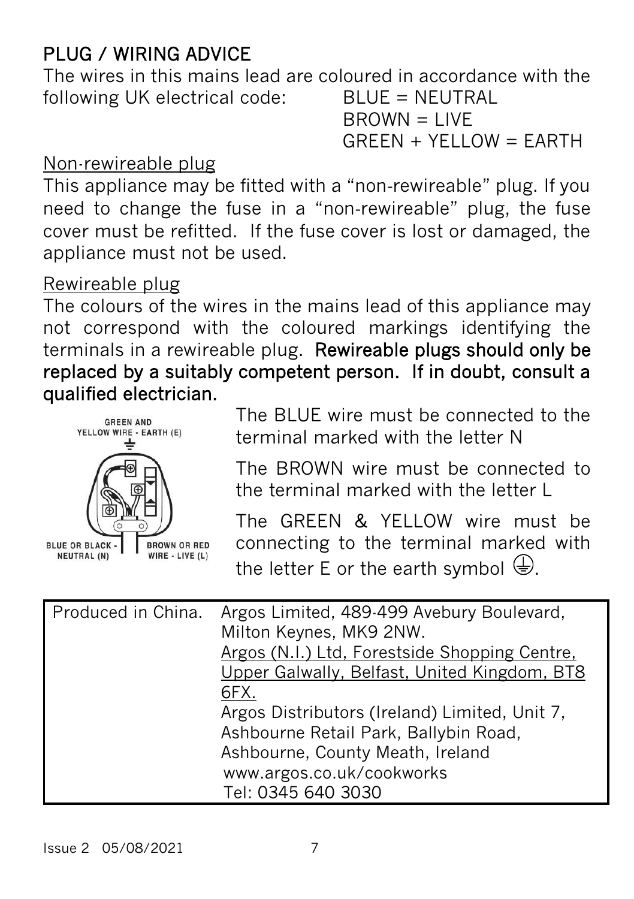## PLUG / WIRING ADVICE

The wires in this mains lead are coloured in accordance with the following UK electrical code:

BLUE = NEUTRAL
BROWN = LIVE
GREEN + YELLOW = EARTH

Non-rewireable plug

This appliance may be fitted with a "non-rewireable" plug. If you need to change the fuse in a "non-rewireable" plug, the fuse cover must be refitted. If the fuse cover is lost or damaged, the appliance must not be used.

Rewireable plug

The colours of the wires in the mains lead of this appliance may not correspond with the coloured markings identifying the terminals in a rewireable plug. **Rewireable plugs should only be replaced by a suitably competent person. If in doubt, consult a qualified electrician.**

GREEN AND YELLOW WIRE - EARTH (E)

BLUE OR BLACK - NEUTRAL (N)

BROWN OR RED WIRE - LIVE (L)

The BLUE wire must be connected to the terminal marked with the letter N

The BROWN wire must be connected to the terminal marked with the letter L

The GREEN & YELLOW wire must be connecting to the terminal marked with the letter E or the earth symbol ⏚.

| Produced in China. | Argos Limited, 489-499 Avebury Boulevard, Milton Keynes, MK9 2NW.<br>Argos (N.I.) Ltd, Forestside Shopping Centre, Upper Galwally, Belfast, United Kingdom, BT8 6FX.<br>Argos Distributors (Ireland) Limited, Unit 7, Ashbourne Retail Park, Ballybin Road, Ashbourne, County Meath, Ireland<br>www.argos.co.uk/cookworks<br>Tel: 0345 640 3030 |
|---|---|

Issue 2 05/08/2021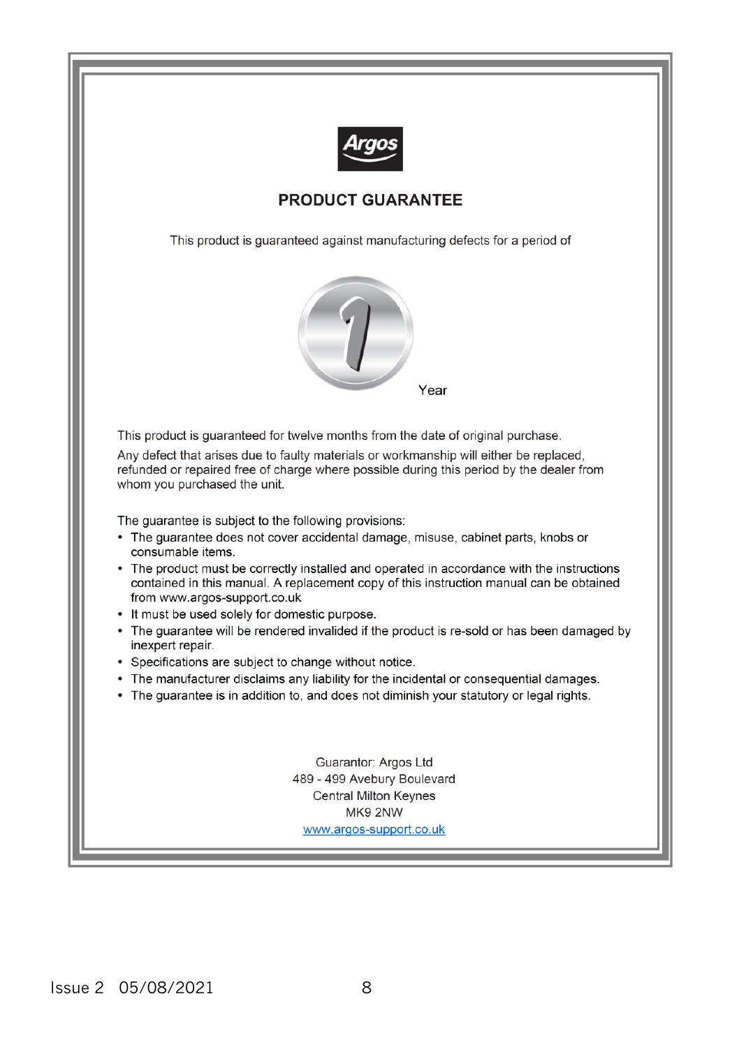Argos

## PRODUCT GUARANTEE

This product is guaranteed against manufacturing defects for a period of

1 Year

This product is guaranteed for twelve months from the date of original purchase.

Any defect that arises due to faulty materials or workmanship will either be replaced, refunded or repaired free of charge where possible during this period by the dealer from whom you purchased the unit.

The guarantee is subject to the following provisions:

- The guarantee does not cover accidental damage, misuse, cabinet parts, knobs or consumable items.
- The product must be correctly installed and operated in accordance with the instructions contained in this manual. A replacement copy of this instruction manual can be obtained from www.argos-support.co.uk
- It must be used solely for domestic purpose.
- The guarantee will be rendered invalided if the product is re-sold or has been damaged by inexpert repair.
- Specifications are subject to change without notice.
- The manufacturer disclaims any liability for the incidental or consequential damages.
- The guarantee is in addition to, and does not diminish your statutory or legal rights.

Guarantor: Argos Ltd
489 - 499 Avebury Boulevard
Central Milton Keynes
MK9 2NW
www.argos-support.co.uk

Issue 2 05/08/2021